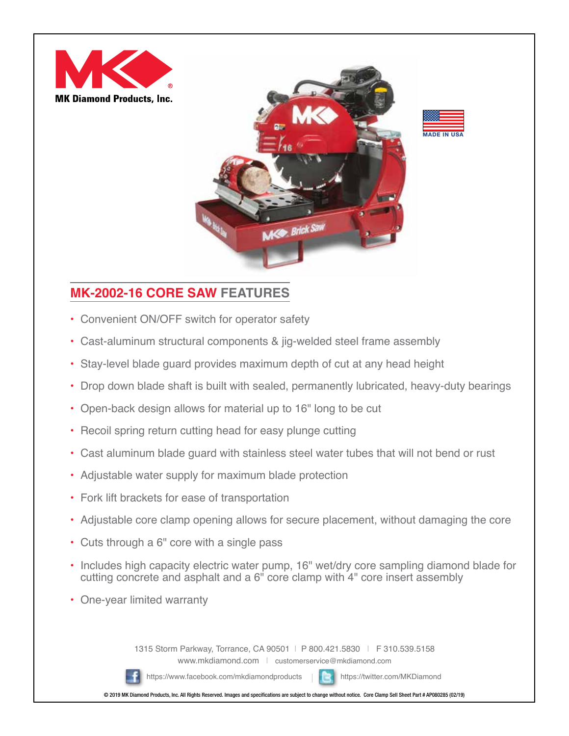MK Diamond Products, Inc.

MADE IN USA

## MK-2002-16 CORE SAW FEATURES

- Convenient ON/OFF switch for operator safety
- Cast-aluminum structural components & jig-welded steel frame assembly
- Stay-level blade guard provides maximum depth of cut at any head height
- Drop down blade shaft is built with sealed, permanently lubricated, heavy-duty bearings
- Open-back design allows for material up to 16" long to be cut
- Recoil spring return cutting head for easy plunge cutting
- Cast aluminum blade guard with stainless steel water tubes that will not bend or rust
- Adjustable water supply for maximum blade protection
- Fork lift brackets for ease of transportation
- Adjustable core clamp opening allows for secure placement, without damaging the core
- Cuts through a 6" core with a single pass
- Includes high capacity electric water pump, 16" wet/dry core sampling diamond blade for cutting concrete and asphalt and a 6" core clamp with 4" core insert assembly
- One-year limited warranty

1315 Storm Parkway, Torrance, CA 90501 | P 800.421.5830 | F 310.539.5158
www.mkdiamond.com | customerservice@mkdiamond.com

https://www.facebook.com/mkdiamondproducts | https://twitter.com/MKDiamond

© 2019 MK Diamond Products, Inc. All Rights Reserved. Images and specifications are subject to change without notice. Core Clamp Sell Sheet Part # AP080285 (02/19)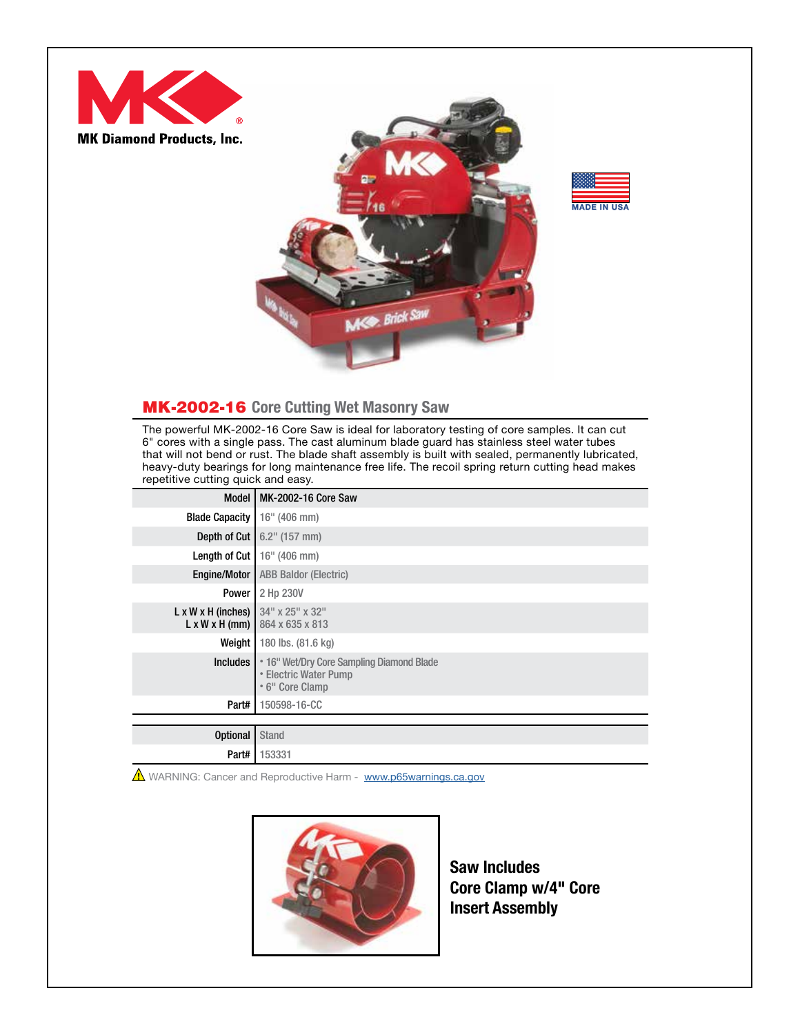MK Diamond Products, Inc.

MADE IN USA

## MK-2002-16 Core Cutting Wet Masonry Saw

The powerful MK-2002-16 Core Saw is ideal for laboratory testing of core samples. It can cut 6" cores with a single pass. The cast aluminum blade guard has stainless steel water tubes that will not bend or rust. The blade shaft assembly is built with sealed, permanently lubricated, heavy-duty bearings for long maintenance free life. The recoil spring return cutting head makes repetitive cutting quick and easy.

| | |
|---|---|
| **Model** | **MK-2002-16 Core Saw** |
| **Blade Capacity** | 16" (406 mm) |
| **Depth of Cut** | 6.2" (157 mm) |
| **Length of Cut** | 16" (406 mm) |
| **Engine/Motor** | ABB Baldor (Electric) |
| **Power** | 2 Hp 230V |
| **L x W x H (inches)** | 34" x 25" x 32" |
| **L x W x H (mm)** | 864 x 635 x 813 |
| **Weight** | 180 lbs. (81.6 kg) |
| **Includes** | • 16" Wet/Dry Core Sampling Diamond Blade<br>• Electric Water Pump<br>• 6" Core Clamp |
| **Part#** | 150598-16-CC |

| | |
|---|---|
| **Optional** | Stand |
| **Part#** | 153331 |

⚠ WARNING: Cancer and Reproductive Harm - www.p65warnings.ca.gov

**Saw Includes Core Clamp w/4" Core Insert Assembly**